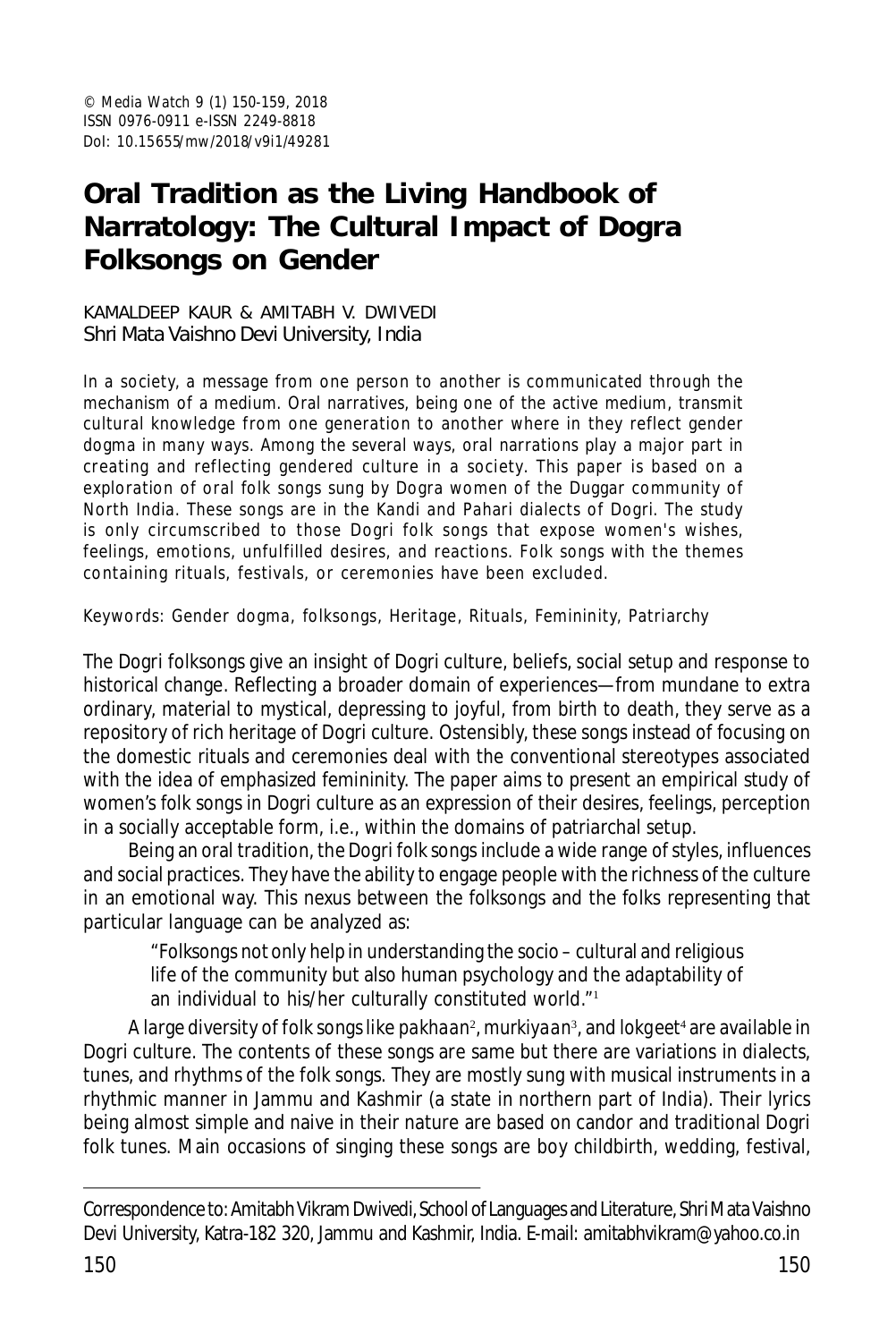© Media Watch 9 (1) 150-159, 2018
ISSN 0976-0911 e-ISSN 2249-8818
DoI: 10.15655/mw/2018/v9i1/49281

# Oral Tradition as the Living Handbook of Narratology: The Cultural Impact of Dogra Folksongs on Gender

KAMALDEEP KAUR & AMITABH V. DWIVEDI
Shri Mata Vaishno Devi University, India

In a society, a message from one person to another is communicated through the mechanism of a medium. Oral narratives, being one of the active medium, transmit cultural knowledge from one generation to another where in they reflect gender dogma in many ways. Among the several ways, oral narrations play a major part in creating and reflecting gendered culture in a society. This paper is based on a exploration of oral folk songs sung by Dogra women of the Duggar community of North India. These songs are in the Kandi and Pahari dialects of Dogri. The study is only circumscribed to those Dogri folk songs that expose women's wishes, feelings, emotions, unfulfilled desires, and reactions. Folk songs with the themes containing rituals, festivals, or ceremonies have been excluded.

Keywords: Gender dogma, folksongs, Heritage, Rituals, Femininity, Patriarchy

The Dogri folksongs give an insight of Dogri culture, beliefs, social setup and response to historical change. Reflecting a broader domain of experiences—from mundane to extra ordinary, material to mystical, depressing to joyful, from birth to death, they serve as a repository of rich heritage of Dogri culture. Ostensibly, these songs instead of focusing on the domestic rituals and ceremonies deal with the conventional stereotypes associated with the idea of emphasized femininity. The paper aims to present an empirical study of women's folk songs in Dogri culture as an expression of their desires, feelings, perception in a socially acceptable form, i.e., within the domains of patriarchal setup.

Being an oral tradition, the Dogri folk songs include a wide range of styles, influences and social practices. They have the ability to engage people with the richness of the culture in an emotional way. This nexus between the folksongs and the folks representing that particular language can be analyzed as:

> "Folksongs not only help in understanding the socio – cultural and religious life of the community but also human psychology and the adaptability of an individual to his/her culturally constituted world."[1]

A large diversity of folk songs like *pakhaan*[2], *murkiyaan*[3], and *lokgeet*[4] are available in Dogri culture. The contents of these songs are same but there are variations in dialects, tunes, and rhythms of the folk songs. They are mostly sung with musical instruments in a rhythmic manner in Jammu and Kashmir (a state in northern part of India). Their lyrics being almost simple and naive in their nature are based on candor and traditional Dogri folk tunes. Main occasions of singing these songs are boy childbirth, wedding, festival,

---

Correspondence to: Amitabh Vikram Dwivedi, School of Languages and Literature, Shri Mata Vaishno Devi University, Katra-182 320, Jammu and Kashmir, India. E-mail: amitabhvikram@yahoo.co.in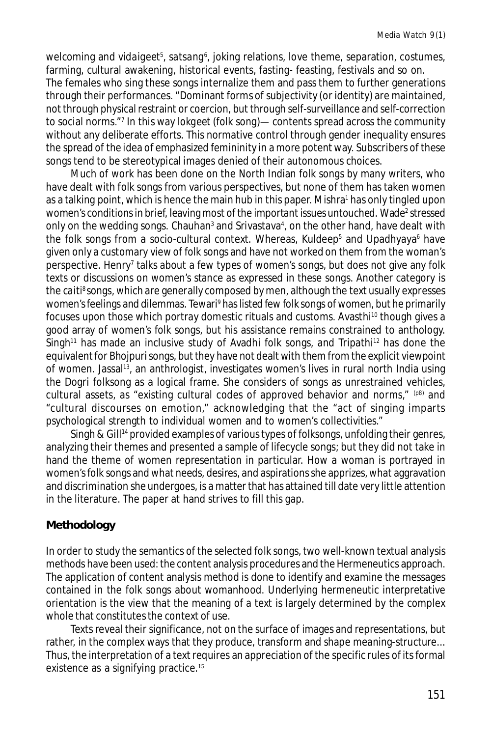welcoming and *vidaigeet*[5], *satsang*[6], joking relations, love theme, separation, costumes, farming, cultural awakening, historical events, fasting- feasting, festivals and so on. The females who sing these songs internalize them and pass them to further generations through their performances. "Dominant forms of subjectivity (or identity) are maintained, not through physical restraint or coercion, but through self-surveillance and self-correction to social norms."[7] In this way lokgeet (folk song)— contents spread across the community without any deliberate efforts. This normative control through gender inequality ensures the spread of the idea of emphasized femininity in a more potent way. Subscribers of these songs tend to be stereotypical images denied of their autonomous choices.

Much of work has been done on the North Indian folk songs by many writers, who have dealt with folk songs from various perspectives, but none of them has taken women as a talking point, which is hence the main hub in this paper. Mishra[1] has only tingled upon women's conditions in brief, leaving most of the important issues untouched. Wade[2] stressed only on the wedding songs. Chauhan[3] and Srivastava[4], on the other hand, have dealt with the folk songs from a socio-cultural context. Whereas, Kuldeep[5] and Upadhyaya[6] have given only a customary view of folk songs and have not worked on them from the woman's perspective. Henry[7] talks about a few types of women's songs, but does not give any folk texts or discussions on women's stance as expressed in these songs. Another category is the *caiti*[8] songs, which are generally composed by men, although the text usually expresses women's feelings and dilemmas. Tewari[9] has listed few folk songs of women, but he primarily focuses upon those which portray domestic rituals and customs. Avasthi[10] though gives a good array of women's folk songs, but his assistance remains constrained to anthology. Singh[11] has made an inclusive study of Avadhi folk songs, and Tripathi[12] has done the equivalent for Bhojpuri songs, but they have not dealt with them from the explicit viewpoint of women. Jassal[13], an anthrologist, investigates women's lives in rural north India using the Dogri folksong as a logical frame. She considers of songs as unrestrained vehicles, cultural assets, as "existing cultural codes of approved behavior and norms," (p8) and "cultural discourses on emotion," acknowledging that the "act of singing imparts psychological strength to individual women and to women's collectivities."

Singh & Gill[14] provided examples of various types of folksongs, unfolding their genres, analyzing their themes and presented a sample of lifecycle songs; but they did not take in hand the theme of women representation in particular. How a woman is portrayed in women's folk songs and what needs, desires, and aspirations she apprizes, what aggravation and discrimination she undergoes, is a matter that has attained till date very little attention in the literature. The paper at hand strives to fill this gap.

## Methodology

In order to study the semantics of the selected folk songs, two well-known textual analysis methods have been used: the content analysis procedures and the Hermeneutics approach. The application of content analysis method is done to identify and examine the messages contained in the folk songs about womanhood. Underlying hermeneutic interpretative orientation is the view that the meaning of a text is largely determined by the complex whole that constitutes the context of use.

> Texts reveal their significance, not on the surface of images and representations, but rather, in the complex ways that they produce, transform and shape meaning-structure... Thus, the interpretation of a text requires an appreciation of the specific rules of its formal existence as a signifying practice.[15]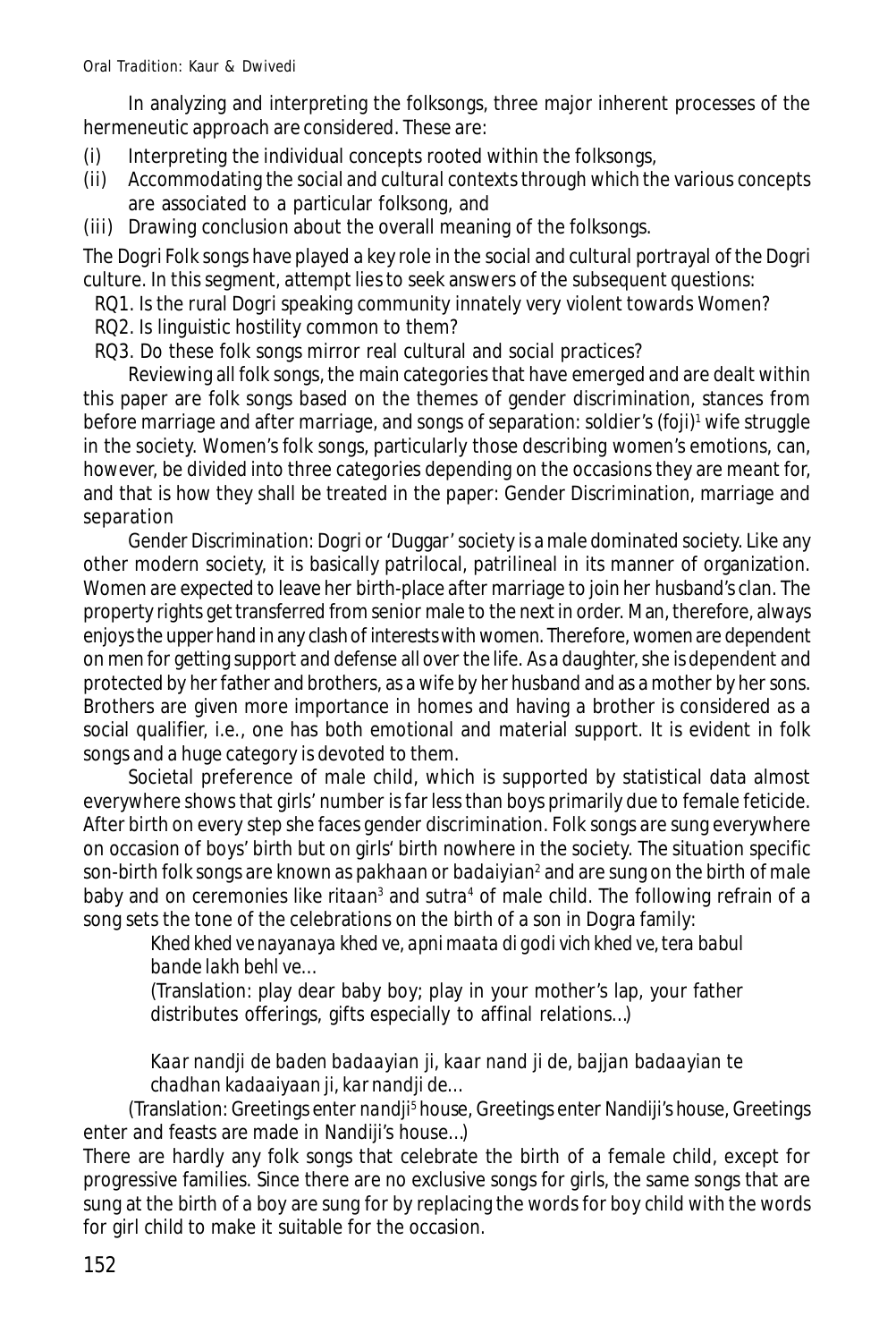In analyzing and interpreting the folksongs, three major inherent processes of the hermeneutic approach are considered. These are:

(i) Interpreting the individual concepts rooted within the folksongs,
(ii) Accommodating the social and cultural contexts through which the various concepts are associated to a particular folksong, and
(iii) Drawing conclusion about the overall meaning of the folksongs.

The Dogri Folk songs have played a key role in the social and cultural portrayal of the Dogri culture. In this segment, attempt lies to seek answers of the subsequent questions:

RQ1. Is the rural Dogri speaking community innately very violent towards Women?
RQ2. Is linguistic hostility common to them?
RQ3. Do these folk songs mirror real cultural and social practices?

Reviewing all folk songs, the main categories that have emerged and are dealt within this paper are folk songs based on the themes of gender discrimination, stances from before marriage and after marriage, and songs of separation: soldier's (foji)[1] wife struggle in the society. Women's folk songs, particularly those describing women's emotions, can, however, be divided into three categories depending on the occasions they are meant for, and that is how they shall be treated in the paper: Gender Discrimination, marriage and separation

*Gender Discrimination*: Dogri or 'Duggar' society is a male dominated society. Like any other modern society, it is basically patrilocal, patrilineal in its manner of organization. Women are expected to leave her birth-place after marriage to join her husband's clan. The property rights get transferred from senior male to the next in order. Man, therefore, always enjoys the upper hand in any clash of interests with women. Therefore, women are dependent on men for getting support and defense all over the life. As a daughter, she is dependent and protected by her father and brothers, as a wife by her husband and as a mother by her sons. Brothers are given more importance in homes and having a brother is considered as a social qualifier, i.e., one has both emotional and material support. It is evident in folk songs and a huge category is devoted to them.

Societal preference of male child, which is supported by statistical data almost everywhere shows that girls' number is far less than boys primarily due to female feticide. After birth on every step she faces gender discrimination. Folk songs are sung everywhere on occasion of boys' birth but on girls' birth nowhere in the society. The situation specific son-birth folk songs are known as *pakhaan* or *badaiyian*[2] and are sung on the birth of male baby and on ceremonies like *ritaan*[3] and *sutra*[4] of male child. The following refrain of a song sets the tone of the celebrations on the birth of a son in Dogra family:

> *Khed khed ve nayanaya khed ve, apni maata di godi vich khed ve, tera babul bande lakh behl ve…*
>
> (Translation: play dear baby boy; play in your mother's lap, your father distributes offerings, gifts especially to affinal relations…)
>
> *Kaar nandji de baden badaayian ji, kaar nand ji de, bajjan badaayian te chadhan kadaaiyaan ji, kar nandji de…*

(Translation: Greetings enter *nandji*[5] house, Greetings enter Nandiji's house, Greetings enter and feasts are made in Nandiji's house…)

There are hardly any folk songs that celebrate the birth of a female child, except for progressive families. Since there are no exclusive songs for girls, the same songs that are sung at the birth of a boy are sung for by replacing the words for boy child with the words for girl child to make it suitable for the occasion.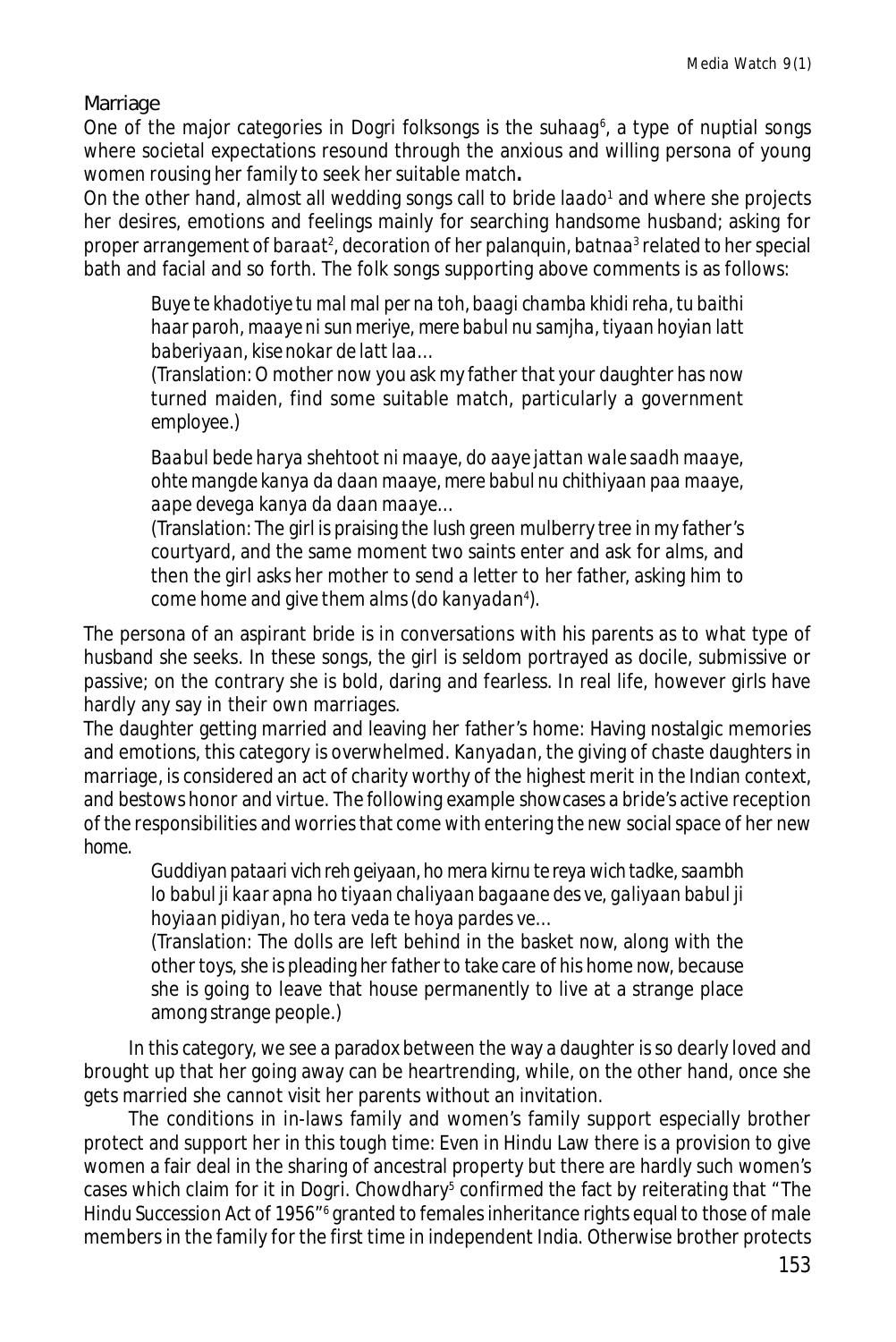## Marriage

One of the major categories in Dogri folksongs is the *suhaag*[6], a type of nuptial songs where societal expectations resound through the anxious and willing persona of young women rousing her family to seek her suitable match**.**

On the other hand, almost all wedding songs call to bride *laado*[1] and where she projects her desires, emotions and feelings mainly for searching handsome husband; asking for proper arrangement of *baraat*[2], decoration of her palanquin, *batnaa*[3] related to her special bath and facial and so forth. The folk songs supporting above comments is as follows:

> *Buye te khadotiye tu mal mal per na toh, baagi chamba khidi reha, tu baithi haar paroh, maaye ni sun meriye, mere babul nu samjha, tiyaan hoyian latt baberiyaan, kise nokar de latt laa…*
>
> (Translation: O mother now you ask my father that your daughter has now turned maiden, find some suitable match, particularly a government employee.)

> *Baabul bede harya shehtoot ni maaye, do aaye jattan wale saadh maaye, ohte mangde kanya da daan maaye, mere babul nu chithiyaan paa maaye, aape devega kanya da daan maaye…*
>
> (Translation: The girl is praising the lush green mulberry tree in my father's courtyard, and the same moment two saints enter and ask for alms, and then the girl asks her mother to send a letter to her father, asking him to come home and give them alms (do *kanyadan*[4]).

The persona of an aspirant bride is in conversations with his parents as to what type of husband she seeks. In these songs, the girl is seldom portrayed as docile, submissive or passive; on the contrary she is bold, daring and fearless. In real life, however girls have hardly any say in their own marriages.

The daughter getting married and leaving her father's home: Having nostalgic memories and emotions, this category is overwhelmed. *Kanyadan*, the giving of chaste daughters in marriage, is considered an act of charity worthy of the highest merit in the Indian context, and bestows honor and virtue. The following example showcases a bride's active reception of the responsibilities and worries that come with entering the new social space of her new home.

> *Guddiyan pataari vich reh geiyaan, ho mera kirnu te reya wich tadke, saambh lo babul ji kaar apna ho tiyaan chaliyaan bagaane des ve, galiyaan babul ji hoyiaan pidiyan, ho tera veda te hoya pardes ve…*
>
> (Translation: The dolls are left behind in the basket now, along with the other toys, she is pleading her father to take care of his home now, because she is going to leave that house permanently to live at a strange place among strange people.)

In this category, we see a paradox between the way a daughter is so dearly loved and brought up that her going away can be heartrending, while, on the other hand, once she gets married she cannot visit her parents without an invitation.

The conditions in in-laws family and women's family support especially brother protect and support her in this tough time: Even in Hindu Law there is a provision to give women a fair deal in the sharing of ancestral property but there are hardly such women's cases which claim for it in Dogri. Chowdhary[5] confirmed the fact by reiterating that "The Hindu Succession Act of 1956"[6] granted to females inheritance rights equal to those of male members in the family for the first time in independent India. Otherwise brother protects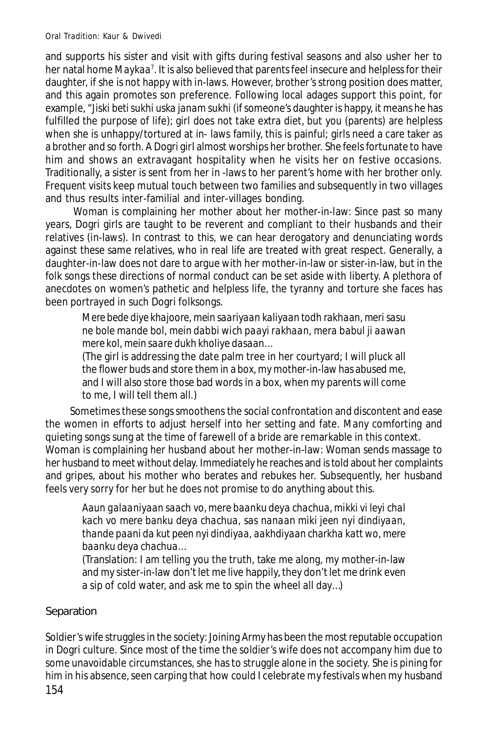and supports his sister and visit with gifts during festival seasons and also usher her to her natal home *Maykaa*[7]. It is also believed that parents feel insecure and helpless for their daughter, if she is not happy with in-laws. However, brother's strong position does matter, and this again promotes son preference. Following local adages support this point, for example, "*Jiski beti sukhi uska janam sukhi* (if someone's daughter is happy, it means he has fulfilled the purpose of life); girl does not take extra diet, but you (parents) are helpless when she is unhappy/tortured at in- laws family, this is painful; girls need a care taker as a brother and so forth. A Dogri girl almost worships her brother. She feels fortunate to have him and shows an extravagant hospitality when he visits her on festive occasions. Traditionally, a sister is sent from her in -laws to her parent's home with her brother only. Frequent visits keep mutual touch between two families and subsequently in two villages and thus results inter-familial and inter-villages bonding.

Woman is complaining her mother about her mother-in-law: Since past so many years, Dogri girls are taught to be reverent and compliant to their husbands and their relatives (in-laws). In contrast to this, we can hear derogatory and denunciating words against these same relatives, who in real life are treated with great respect. Generally, a daughter-in-law does not dare to argue with her mother-in-law or sister-in-law, but in the folk songs these directions of normal conduct can be set aside with liberty. A plethora of anecdotes on women's pathetic and helpless life, the tyranny and torture she faces has been portrayed in such Dogri folksongs.

> *Mere bede diye khajoore, mein saariyaan kaliyaan todh rakhaan, meri sasu ne bole mande bol, mein dabbi wich paayi rakhaan, mera babul ji aawan mere kol, mein saare dukh kholiye dasaan…*
>
> (The girl is addressing the date palm tree in her courtyard; I will pluck all the flower buds and store them in a box, my mother-in-law has abused me, and I will also store those bad words in a box, when my parents will come to me, I will tell them all.)

Sometimes these songs smoothens the social confrontation and discontent and ease the women in efforts to adjust herself into her setting and fate. Many comforting and quieting songs sung at the time of farewell of a bride are remarkable in this context.

Woman is complaining her husband about her mother-in-law: Woman sends massage to her husband to meet without delay. Immediately he reaches and is told about her complaints and gripes, about his mother who berates and rebukes her. Subsequently, her husband feels very sorry for her but he does not promise to do anything about this.

> *Aaun galaaniyaan saach vo, mere baanku deya chachua, mikki vi leyi chal kach vo mere banku deya chachua, sas nanaan miki jeen nyi dindiyaan, thande paani da kut peen nyi dindiyaa, aakhdiyaan charkha katt wo, mere baanku deya chachua…*
>
> (Translation: I am telling you the truth, take me along, my mother-in-law and my sister-in-law don't let me live happily, they don't let me drink even a sip of cold water, and ask me to spin the wheel all day…)

## Separation

Soldier's wife struggles in the society: Joining Army has been the most reputable occupation in Dogri culture. Since most of the time the soldier's wife does not accompany him due to some unavoidable circumstances, she has to struggle alone in the society. She is pining for him in his absence, seen carping that how could I celebrate my festivals when my husband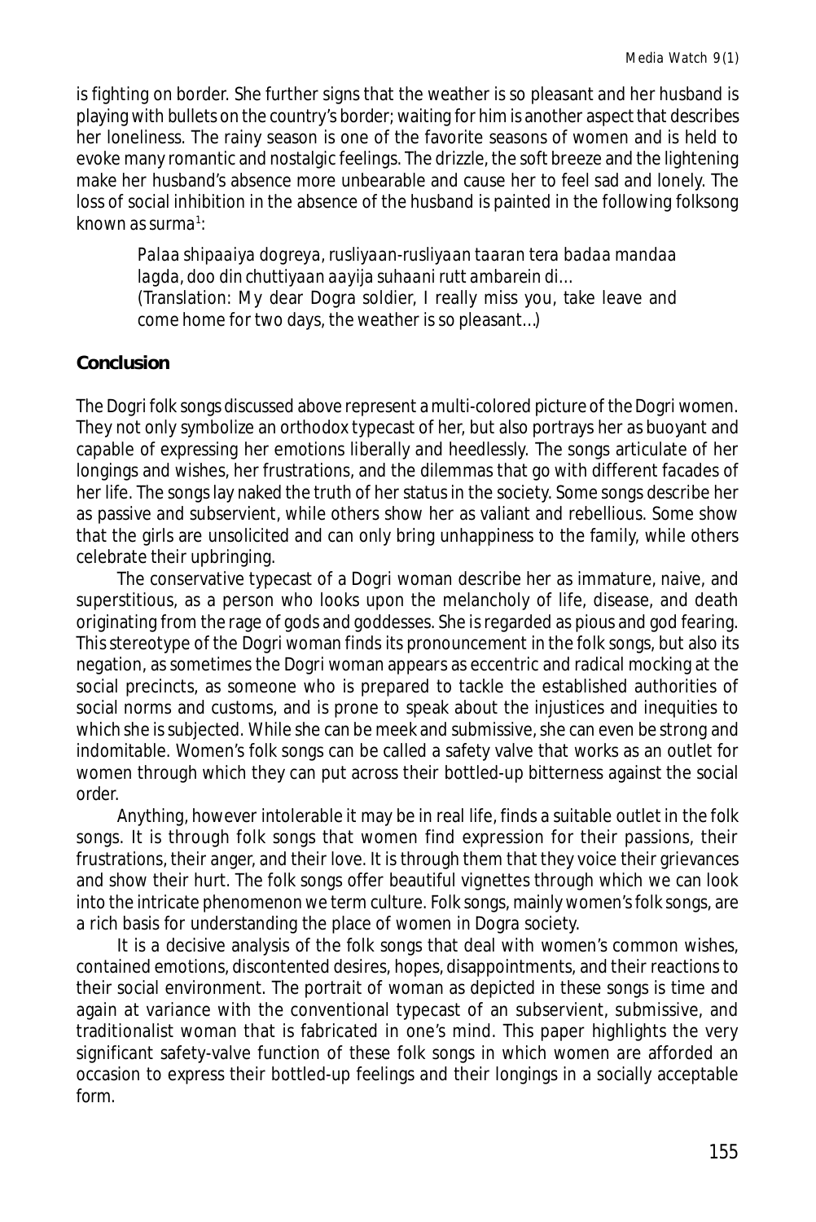is fighting on border. She further signs that the weather is so pleasant and her husband is playing with bullets on the country's border; waiting for him is another aspect that describes her loneliness. The rainy season is one of the favorite seasons of women and is held to evoke many romantic and nostalgic feelings. The drizzle, the soft breeze and the lightening make her husband's absence more unbearable and cause her to feel sad and lonely. The loss of social inhibition in the absence of the husband is painted in the following folksong known as surma[1]:

> *Palaa shipaaiya dogreya, rusliyaan-rusliyaan taaran tera badaa mandaa lagda, doo din chuttiyaan aayija suhaani rutt ambarein di…*
> (Translation: My dear Dogra soldier, I really miss you, take leave and come home for two days, the weather is so pleasant…)

## Conclusion

The Dogri folk songs discussed above represent a multi-colored picture of the Dogri women. They not only symbolize an orthodox typecast of her, but also portrays her as buoyant and capable of expressing her emotions liberally and heedlessly. The songs articulate of her longings and wishes, her frustrations, and the dilemmas that go with different facades of her life. The songs lay naked the truth of her status in the society. Some songs describe her as passive and subservient, while others show her as valiant and rebellious. Some show that the girls are unsolicited and can only bring unhappiness to the family, while others celebrate their upbringing.

The conservative typecast of a Dogri woman describe her as immature, naive, and superstitious, as a person who looks upon the melancholy of life, disease, and death originating from the rage of gods and goddesses. She is regarded as pious and god fearing. This stereotype of the Dogri woman finds its pronouncement in the folk songs, but also its negation, as sometimes the Dogri woman appears as eccentric and radical mocking at the social precincts, as someone who is prepared to tackle the established authorities of social norms and customs, and is prone to speak about the injustices and inequities to which she is subjected. While she can be meek and submissive, she can even be strong and indomitable. Women's folk songs can be called a safety valve that works as an outlet for women through which they can put across their bottled-up bitterness against the social order.

Anything, however intolerable it may be in real life, finds a suitable outlet in the folk songs. It is through folk songs that women find expression for their passions, their frustrations, their anger, and their love. It is through them that they voice their grievances and show their hurt. The folk songs offer beautiful vignettes through which we can look into the intricate phenomenon we term culture. Folk songs, mainly women's folk songs, are a rich basis for understanding the place of women in Dogra society.

It is a decisive analysis of the folk songs that deal with women's common wishes, contained emotions, discontented desires, hopes, disappointments, and their reactions to their social environment. The portrait of woman as depicted in these songs is time and again at variance with the conventional typecast of an subservient, submissive, and traditionalist woman that is fabricated in one's mind. This paper highlights the very significant safety-valve function of these folk songs in which women are afforded an occasion to express their bottled-up feelings and their longings in a socially acceptable form.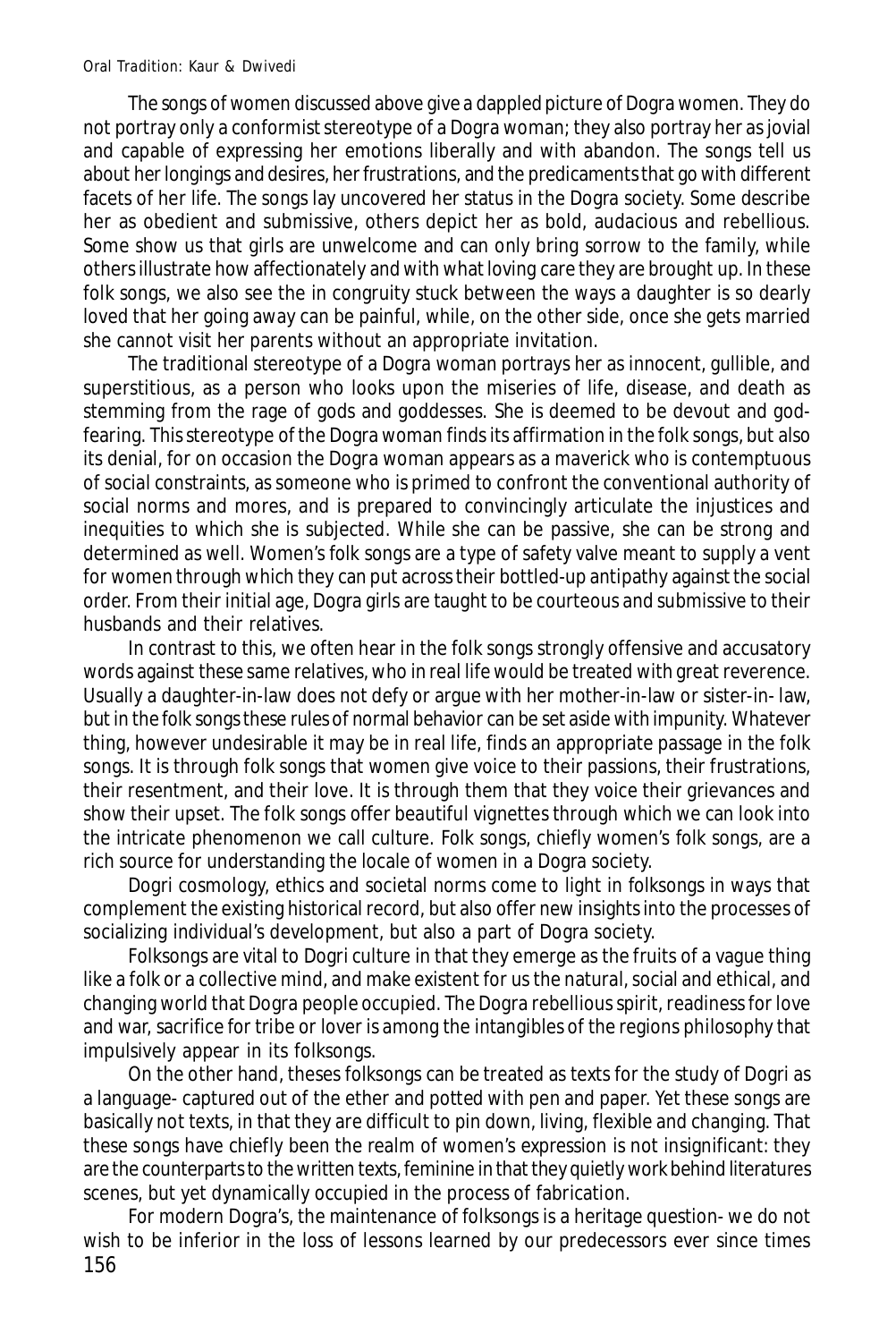The songs of women discussed above give a dappled picture of Dogra women. They do not portray only a conformist stereotype of a Dogra woman; they also portray her as jovial and capable of expressing her emotions liberally and with abandon. The songs tell us about her longings and desires, her frustrations, and the predicaments that go with different facets of her life. The songs lay uncovered her status in the Dogra society. Some describe her as obedient and submissive, others depict her as bold, audacious and rebellious. Some show us that girls are unwelcome and can only bring sorrow to the family, while others illustrate how affectionately and with what loving care they are brought up. In these folk songs, we also see the in congruity stuck between the ways a daughter is so dearly loved that her going away can be painful, while, on the other side, once she gets married she cannot visit her parents without an appropriate invitation.

The traditional stereotype of a Dogra woman portrays her as innocent, gullible, and superstitious, as a person who looks upon the miseries of life, disease, and death as stemming from the rage of gods and goddesses. She is deemed to be devout and god-fearing. This stereotype of the Dogra woman finds its affirmation in the folk songs, but also its denial, for on occasion the Dogra woman appears as a maverick who is contemptuous of social constraints, as someone who is primed to confront the conventional authority of social norms and mores, and is prepared to convincingly articulate the injustices and inequities to which she is subjected. While she can be passive, she can be strong and determined as well. Women's folk songs are a type of safety valve meant to supply a vent for women through which they can put across their bottled-up antipathy against the social order. From their initial age, Dogra girls are taught to be courteous and submissive to their husbands and their relatives.

In contrast to this, we often hear in the folk songs strongly offensive and accusatory words against these same relatives, who in real life would be treated with great reverence. Usually a daughter-in-law does not defy or argue with her mother-in-law or sister-in- law, but in the folk songs these rules of normal behavior can be set aside with impunity. Whatever thing, however undesirable it may be in real life, finds an appropriate passage in the folk songs. It is through folk songs that women give voice to their passions, their frustrations, their resentment, and their love. It is through them that they voice their grievances and show their upset. The folk songs offer beautiful vignettes through which we can look into the intricate phenomenon we call culture. Folk songs, chiefly women's folk songs, are a rich source for understanding the locale of women in a Dogra society.

Dogri cosmology, ethics and societal norms come to light in folksongs in ways that complement the existing historical record, but also offer new insights into the processes of socializing individual's development, but also a part of Dogra society.

Folksongs are vital to Dogri culture in that they emerge as the fruits of a vague thing like a folk or a collective mind, and make existent for us the natural, social and ethical, and changing world that Dogra people occupied. The Dogra rebellious spirit, readiness for love and war, sacrifice for tribe or lover is among the intangibles of the regions philosophy that impulsively appear in its folksongs.

On the other hand, theses folksongs can be treated as texts for the study of Dogri as a language- captured out of the ether and potted with pen and paper. Yet these songs are basically not texts, in that they are difficult to pin down, living, flexible and changing. That these songs have chiefly been the realm of women's expression is not insignificant: they are the counterparts to the written texts, feminine in that they quietly work behind literatures scenes, but yet dynamically occupied in the process of fabrication.

For modern Dogra's, the maintenance of folksongs is a heritage question- we do not wish to be inferior in the loss of lessons learned by our predecessors ever since times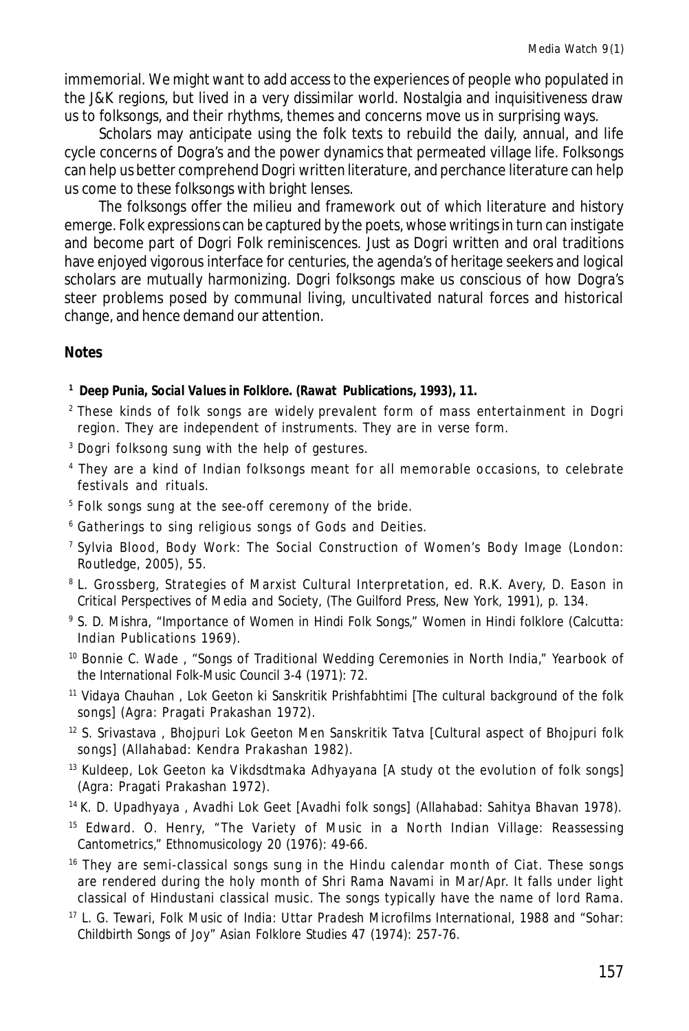immemorial. We might want to add access to the experiences of people who populated in the J&K regions, but lived in a very dissimilar world. Nostalgia and inquisitiveness draw us to folksongs, and their rhythms, themes and concerns move us in surprising ways.

Scholars may anticipate using the folk texts to rebuild the daily, annual, and life cycle concerns of Dogra's and the power dynamics that permeated village life. Folksongs can help us better comprehend Dogri written literature, and perchance literature can help us come to these folksongs with bright lenses.

The folksongs offer the milieu and framework out of which literature and history emerge. Folk expressions can be captured by the poets, whose writings in turn can instigate and become part of Dogri Folk reminiscences. Just as Dogri written and oral traditions have enjoyed vigorous interface for centuries, the agenda's of heritage seekers and logical scholars are mutually harmonizing. Dogri folksongs make us conscious of how Dogra's steer problems posed by communal living, uncultivated natural forces and historical change, and hence demand our attention.

## Notes

[1] **Deep Punia, *Social Values in Folklore*. (Rawat Publications, 1993), 11.**

[2] These kinds of folk songs are widely prevalent form of mass entertainment in Dogri region. They are independent of instruments. They are in verse form.

[3] Dogri folksong sung with the help of gestures.

[4] They are a kind of Indian folksongs meant for all memorable occasions, to celebrate festivals and rituals.

[5] Folk songs sung at the see-off ceremony of the bride.

[6] Gatherings to sing religious songs of Gods and Deities.

[7] Sylvia Blood, Body Work: The Social Construction of Women's Body Image (London: Routledge, 2005), 55.

[8] L. Grossberg, Strategies of Marxist Cultural Interpretation, ed. R.K. Avery, D. Eason in *Critical Perspectives of Media and Society*, (The Guilford Press, New York, 1991), p. 134.

[9] S. D. Mishra, "Importance of Women in Hindi Folk Songs," Women in Hindi folklore (Calcutta: Indian Publications 1969).

[10] Bonnie C. Wade , "Songs of Traditional Wedding Ceremonies in North India," *Yearbook of the International Folk-Music Council* 3-4 (1971): 72.

[11] Vidaya Chauhan , *Lok Geeton ki Sanskritik Prishfabhtimi* [The cultural background of the folk songs] (Agra: Pragati Prakashan 1972).

[12] S. Srivastava , *Bhojpuri Lok Geeton Men Sanskritik Tatva* [Cultural aspect of Bhojpuri folk songs] (Allahabad: Kendra Prakashan 1982).

[13] Kuldeep, *Lok Geeton ka Vikdsdtmaka Adhyayana* [A study ot the evolution of folk songs] (Agra: Pragati Prakashan 1972).

[14] K. D. Upadhyaya , *Avadhi Lok Geet* [Avadhi folk songs] (Allahabad: Sahitya Bhavan 1978).

[15] Edward. O. Henry, "The Variety of Music in a North Indian Village: Reassessing Cantometrics," *Ethnomusicology* 20 (1976): 49-66.

[16] They are semi-classical songs sung in the Hindu calendar month of Ciat. These songs are rendered during the holy month of Shri Rama Navami in Mar/Apr. It falls under light classical of Hindustani classical music. The songs typically have the name of lord Rama.

[17] L. G. Tewari, Folk Music of India: Uttar Pradesh Microfilms International, 1988 and "Sohar: Childbirth Songs of Joy" *Asian Folklore Studies* 47 (1974): 257-76.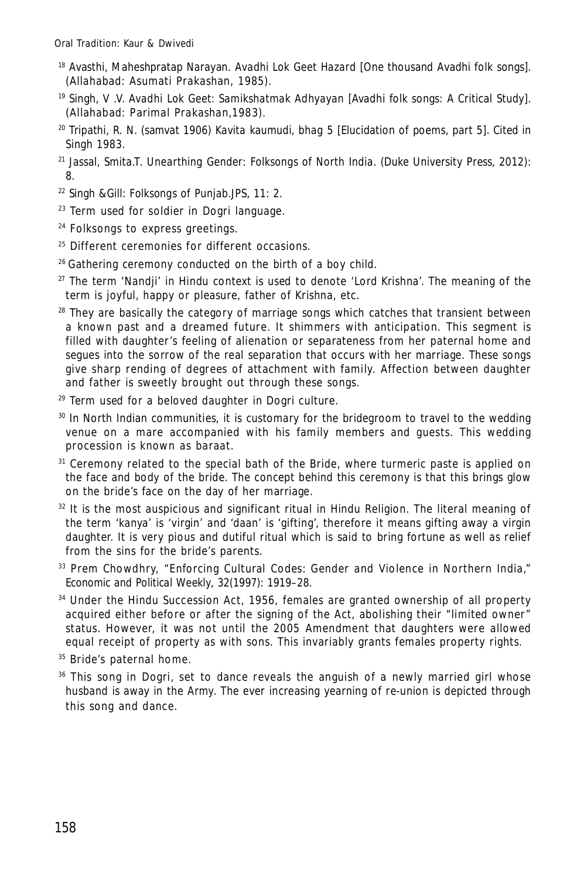[18] Avasthi, Maheshpratap Narayan. Avadhi Lok Geet Hazard [One thousand Avadhi folk songs]. (Allahabad: Asumati Prakashan, 1985).

[19] Singh, V .V. Avadhi Lok Geet: Samikshatmak Adhyayan [Avadhi folk songs: A Critical Study]. (Allahabad: Parimal Prakashan,1983).

[20] Tripathi, R. N. (samvat 1906) Kavita kaumudi, bhag 5 [Elucidation of poems, part 5]. Cited in Singh 1983.

[21] Jassal, Smita.T. Unearthing Gender: Folksongs of North India. (Duke University Press, 2012): 8.

[22] Singh &Gill: Folksongs of Punjab.JPS, 11: 2.

[23] Term used for soldier in Dogri language.

[24] Folksongs to express greetings.

[25] Different ceremonies for different occasions.

[26] Gathering ceremony conducted on the birth of a boy child.

[27] The term 'Nandji' in Hindu context is used to denote 'Lord Krishna'. The meaning of the term is joyful, happy or pleasure, father of Krishna, etc.

[28] They are basically the category of marriage songs which catches that transient between a known past and a dreamed future. It shimmers with anticipation. This segment is filled with daughter's feeling of alienation or separateness from her paternal home and segues into the sorrow of the real separation that occurs with her marriage. These songs give sharp rending of degrees of attachment with family. Affection between daughter and father is sweetly brought out through these songs.

[29] Term used for a beloved daughter in Dogri culture.

[30] In North Indian communities, it is customary for the bridegroom to travel to the wedding venue on a mare accompanied with his family members and guests. This wedding procession is known as baraat.

[31] Ceremony related to the special bath of the Bride, where turmeric paste is applied on the face and body of the bride. The concept behind this ceremony is that this brings glow on the bride's face on the day of her marriage.

[32] It is the most auspicious and significant ritual in Hindu Religion. The literal meaning of the term 'kanya' is 'virgin' and 'daan' is 'gifting', therefore it means gifting away a virgin daughter. It is very pious and dutiful ritual which is said to bring fortune as well as relief from the sins for the bride's parents.

[33] Prem Chowdhry, "Enforcing Cultural Codes: Gender and Violence in Northern India," Economic and Political Weekly, 32(1997): 1919–28.

[34] Under the Hindu Succession Act, 1956, females are granted ownership of all property acquired either before or after the signing of the Act, abolishing their "limited owner" status. However, it was not until the 2005 Amendment that daughters were allowed equal receipt of property as with sons. This invariably grants females property rights.

[35] Bride's paternal home.

[36] This song in Dogri, set to dance reveals the anguish of a newly married girl whose husband is away in the Army. The ever increasing yearning of re-union is depicted through this song and dance.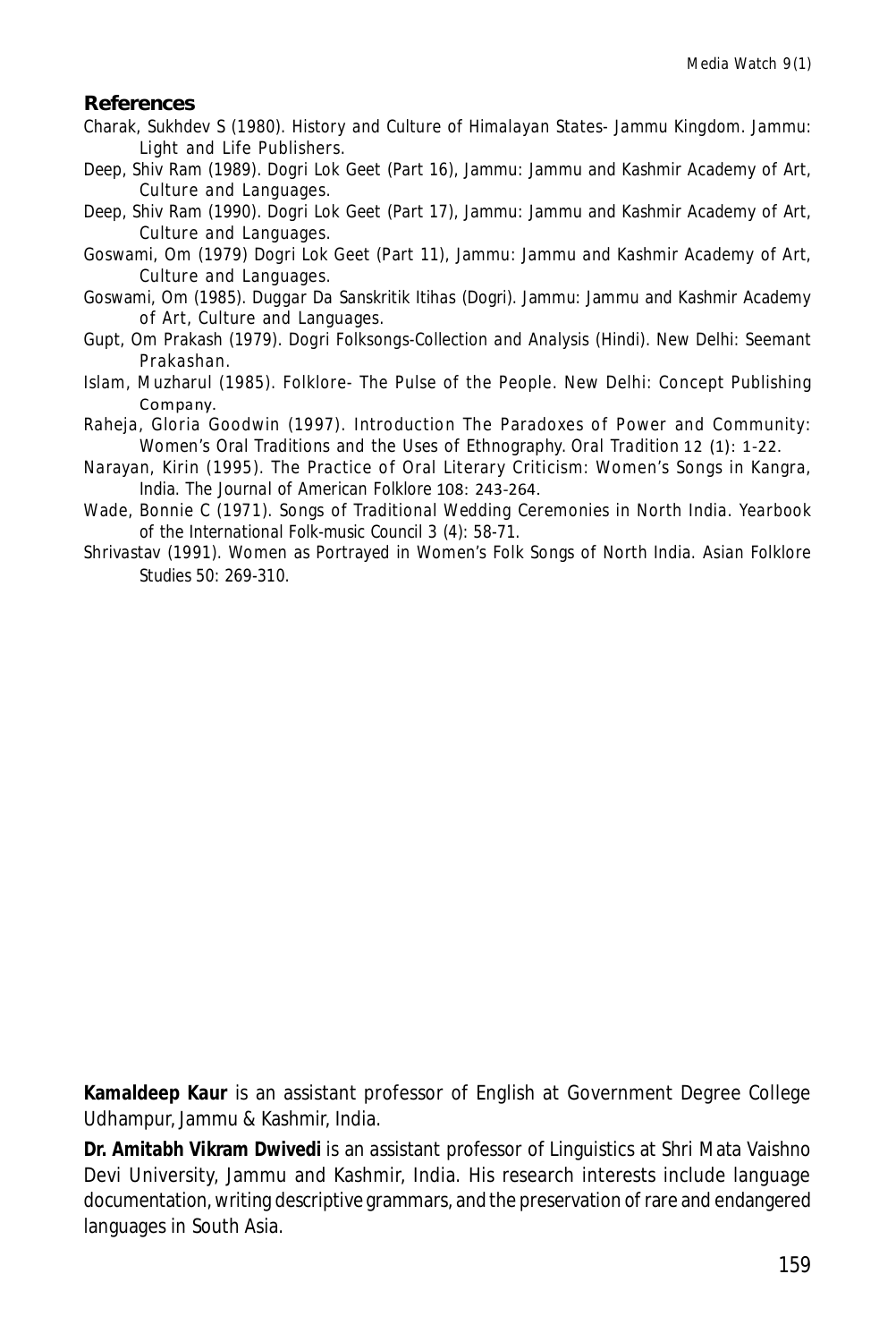## References

Charak, Sukhdev S (1980). History and Culture of Himalayan States- Jammu Kingdom. Jammu: Light and Life Publishers.

Deep, Shiv Ram (1989). Dogri Lok Geet (Part 16), Jammu: Jammu and Kashmir Academy of Art, Culture and Languages.

Deep, Shiv Ram (1990). Dogri Lok Geet (Part 17), Jammu: Jammu and Kashmir Academy of Art, Culture and Languages.

Goswami, Om (1979) Dogri Lok Geet (Part 11), Jammu: Jammu and Kashmir Academy of Art, Culture and Languages.

Goswami, Om (1985). Duggar Da Sanskritik Itihas (Dogri). Jammu: Jammu and Kashmir Academy of Art, Culture and Languages.

Gupt, Om Prakash (1979). Dogri Folksongs-Collection and Analysis (Hindi). New Delhi: Seemant Prakashan.

Islam, Muzharul (1985). Folklore- The Pulse of the People. New Delhi: Concept Publishing Company.

Raheja, Gloria Goodwin (1997). Introduction The Paradoxes of Power and Community: Women's Oral Traditions and the Uses of Ethnography. *Oral Tradition* 12 (1): 1-22.

Narayan, Kirin (1995). The Practice of Oral Literary Criticism: Women's Songs in Kangra, India. *The Journal of American Folklore* 108: 243-264.

Wade, Bonnie C (1971). Songs of Traditional Wedding Ceremonies in North India. *Yearbook of the International Folk-music Council* 3 (4): 58-71.

Shrivastav (1991). Women as Portrayed in Women's Folk Songs of North India. *Asian Folklore Studies* 50: 269-310.

**Kamaldeep Kaur** is an assistant professor of English at Government Degree College Udhampur, Jammu & Kashmir, India.

**Dr. Amitabh Vikram Dwivedi** is an assistant professor of Linguistics at Shri Mata Vaishno Devi University, Jammu and Kashmir, India. His research interests include language documentation, writing descriptive grammars, and the preservation of rare and endangered languages in South Asia.